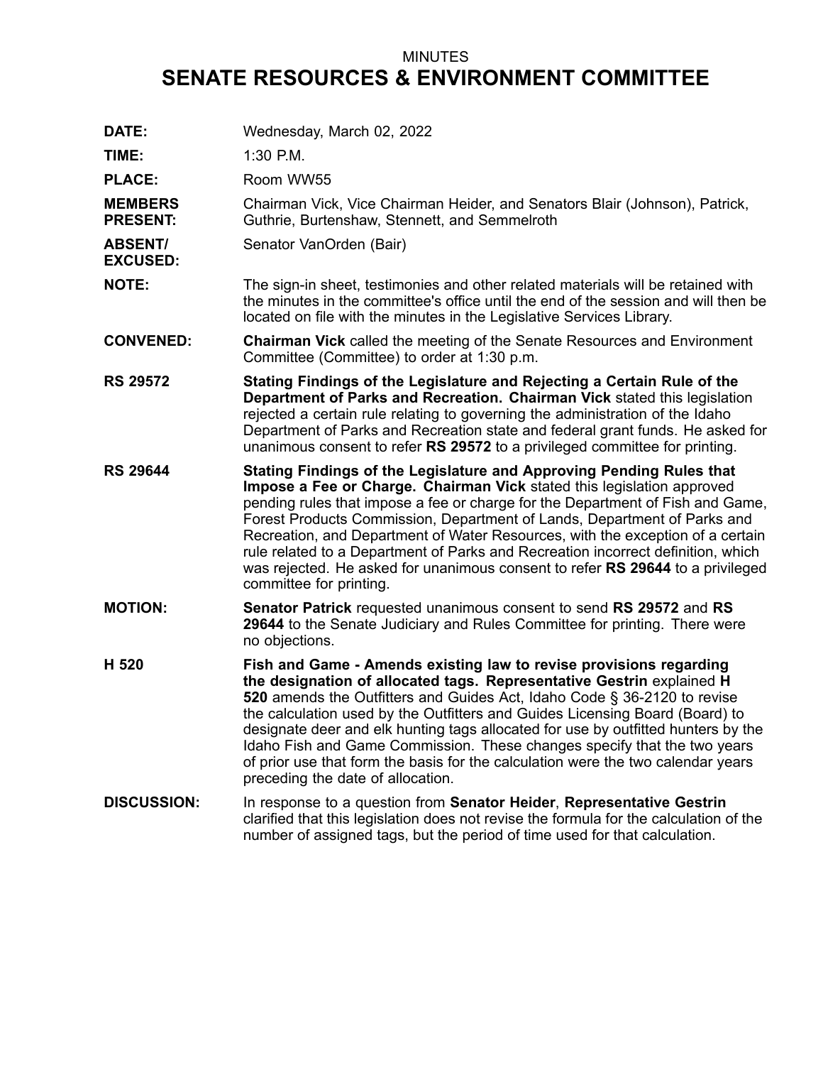MINUTES

# SENATE RESOURCES & ENVIRONMENT COMMITTEE

**DATE:** Wednesday, March 02, 2022

**TIME:** 1:30 P.M.

**PLACE:** Room WW55

**MEMBERS PRESENT:** Chairman Vick, Vice Chairman Heider, and Senators Blair (Johnson), Patrick, Guthrie, Burtenshaw, Stennett, and Semmelroth

**ABSENT/ EXCUSED:** Senator VanOrden (Bair)

**NOTE:** The sign-in sheet, testimonies and other related materials will be retained with the minutes in the committee's office until the end of the session and will then be located on file with the minutes in the Legislative Services Library.

**CONVENED:** **Chairman Vick** called the meeting of the Senate Resources and Environment Committee (Committee) to order at 1:30 p.m.

**RS 29572** **Stating Findings of the Legislature and Rejecting a Certain Rule of the Department of Parks and Recreation. Chairman Vick** stated this legislation rejected a certain rule relating to governing the administration of the Idaho Department of Parks and Recreation state and federal grant funds. He asked for unanimous consent to refer **RS 29572** to a privileged committee for printing.

**RS 29644** **Stating Findings of the Legislature and Approving Pending Rules that Impose a Fee or Charge. Chairman Vick** stated this legislation approved pending rules that impose a fee or charge for the Department of Fish and Game, Forest Products Commission, Department of Lands, Department of Parks and Recreation, and Department of Water Resources, with the exception of a certain rule related to a Department of Parks and Recreation incorrect definition, which was rejected. He asked for unanimous consent to refer **RS 29644** to a privileged committee for printing.

**MOTION:** **Senator Patrick** requested unanimous consent to send **RS 29572** and **RS 29644** to the Senate Judiciary and Rules Committee for printing. There were no objections.

**H 520** **Fish and Game - Amends existing law to revise provisions regarding the designation of allocated tags. Representative Gestrin** explained **H 520** amends the Outfitters and Guides Act, Idaho Code § 36-2120 to revise the calculation used by the Outfitters and Guides Licensing Board (Board) to designate deer and elk hunting tags allocated for use by outfitted hunters by the Idaho Fish and Game Commission. These changes specify that the two years of prior use that form the basis for the calculation were the two calendar years preceding the date of allocation.

**DISCUSSION:** In response to a question from **Senator Heider**, **Representative Gestrin** clarified that this legislation does not revise the formula for the calculation of the number of assigned tags, but the period of time used for that calculation.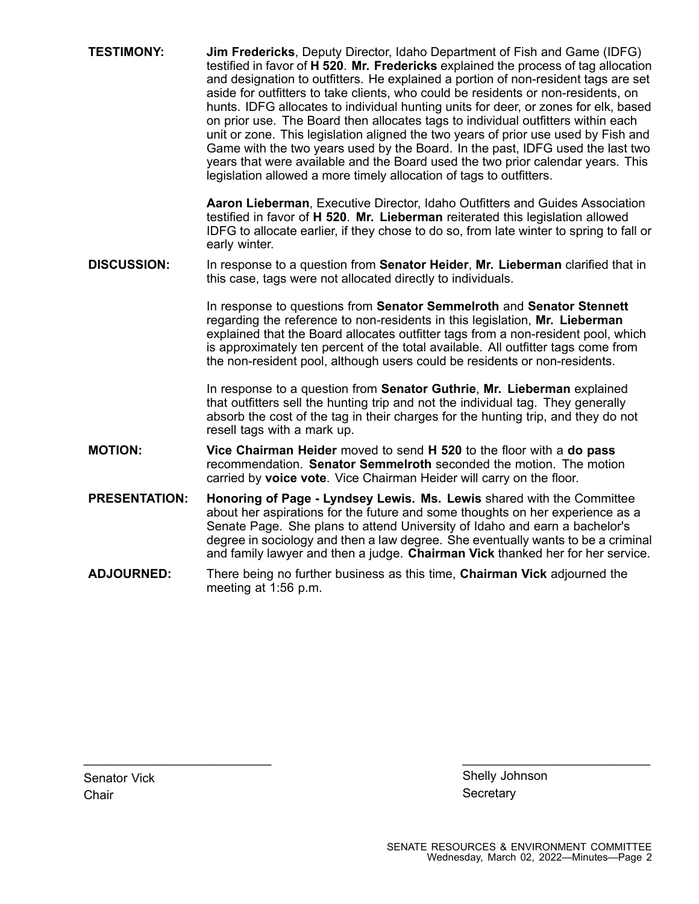**TESTIMONY:** **Jim Fredericks**, Deputy Director, Idaho Department of Fish and Game (IDFG) testified in favor of **H 520**. **Mr. Fredericks** explained the process of tag allocation and designation to outfitters. He explained a portion of non-resident tags are set aside for outfitters to take clients, who could be residents or non-residents, on hunts. IDFG allocates to individual hunting units for deer, or zones for elk, based on prior use. The Board then allocates tags to individual outfitters within each unit or zone. This legislation aligned the two years of prior use used by Fish and Game with the two years used by the Board. In the past, IDFG used the last two years that were available and the Board used the two prior calendar years. This legislation allowed a more timely allocation of tags to outfitters.

**Aaron Lieberman**, Executive Director, Idaho Outfitters and Guides Association testified in favor of **H 520**. **Mr. Lieberman** reiterated this legislation allowed IDFG to allocate earlier, if they chose to do so, from late winter to spring to fall or early winter.

**DISCUSSION:** In response to a question from **Senator Heider**, **Mr. Lieberman** clarified that in this case, tags were not allocated directly to individuals.

In response to questions from **Senator Semmelroth** and **Senator Stennett** regarding the reference to non-residents in this legislation, **Mr. Lieberman** explained that the Board allocates outfitter tags from a non-resident pool, which is approximately ten percent of the total available. All outfitter tags come from the non-resident pool, although users could be residents or non-residents.

In response to a question from **Senator Guthrie**, **Mr. Lieberman** explained that outfitters sell the hunting trip and not the individual tag. They generally absorb the cost of the tag in their charges for the hunting trip, and they do not resell tags with a mark up.

**MOTION:** **Vice Chairman Heider** moved to send **H 520** to the floor with a **do pass** recommendation. **Senator Semmelroth** seconded the motion. The motion carried by **voice vote**. Vice Chairman Heider will carry on the floor.

**PRESENTATION:** **Honoring of Page - Lyndsey Lewis. Ms. Lewis** shared with the Committee about her aspirations for the future and some thoughts on her experience as a Senate Page. She plans to attend University of Idaho and earn a bachelor's degree in sociology and then a law degree. She eventually wants to be a criminal and family lawyer and then a judge. **Chairman Vick** thanked her for her service.

**ADJOURNED:** There being no further business as this time, **Chairman Vick** adjourned the meeting at 1:56 p.m.

___________________________
Senator Vick
Chair

___________________________
Shelly Johnson
Secretary